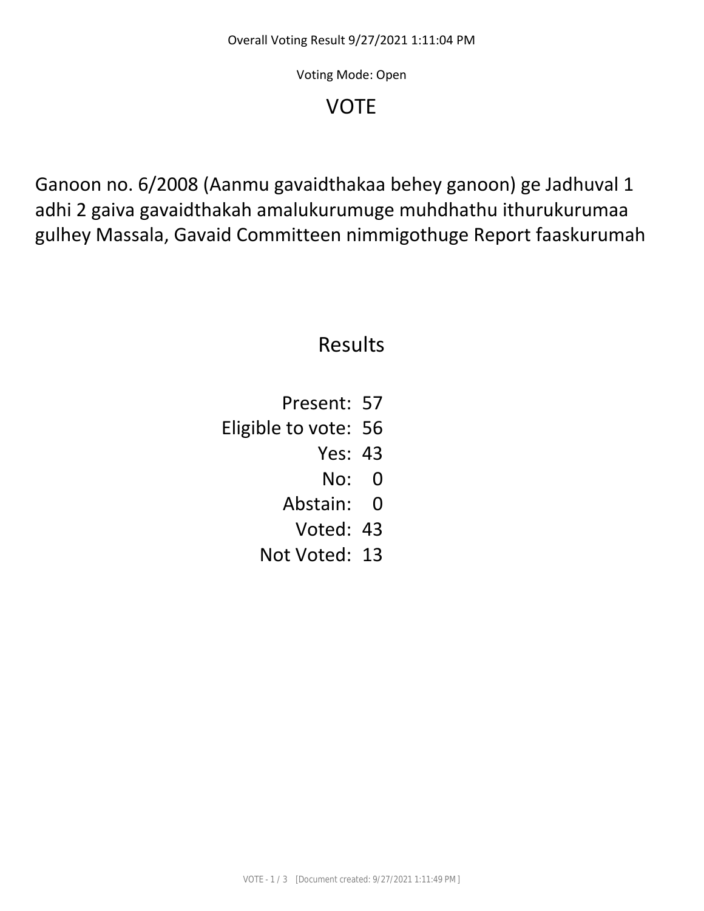Overall Voting Result 9/27/2021 1:11:04 PM

Voting Mode: Open

# VOTE

Ganoon no. 6/2008 (Aanmu gavaidthakaa behey ganoon) ge Jadhuval 1 adhi 2 gaiva gavaidthakah amalukurumuge muhdhathu ithurukurumaa gulhey Massala, Gavaid Committeen nimmigothuge Report faaskurumah

## Results

| | |
|---|---|
| Present: | 57 |
| Eligible to vote: | 56 |
| Yes: | 43 |
| No: | 0 |
| Abstain: | 0 |
| Voted: | 43 |
| Not Voted: | 13 |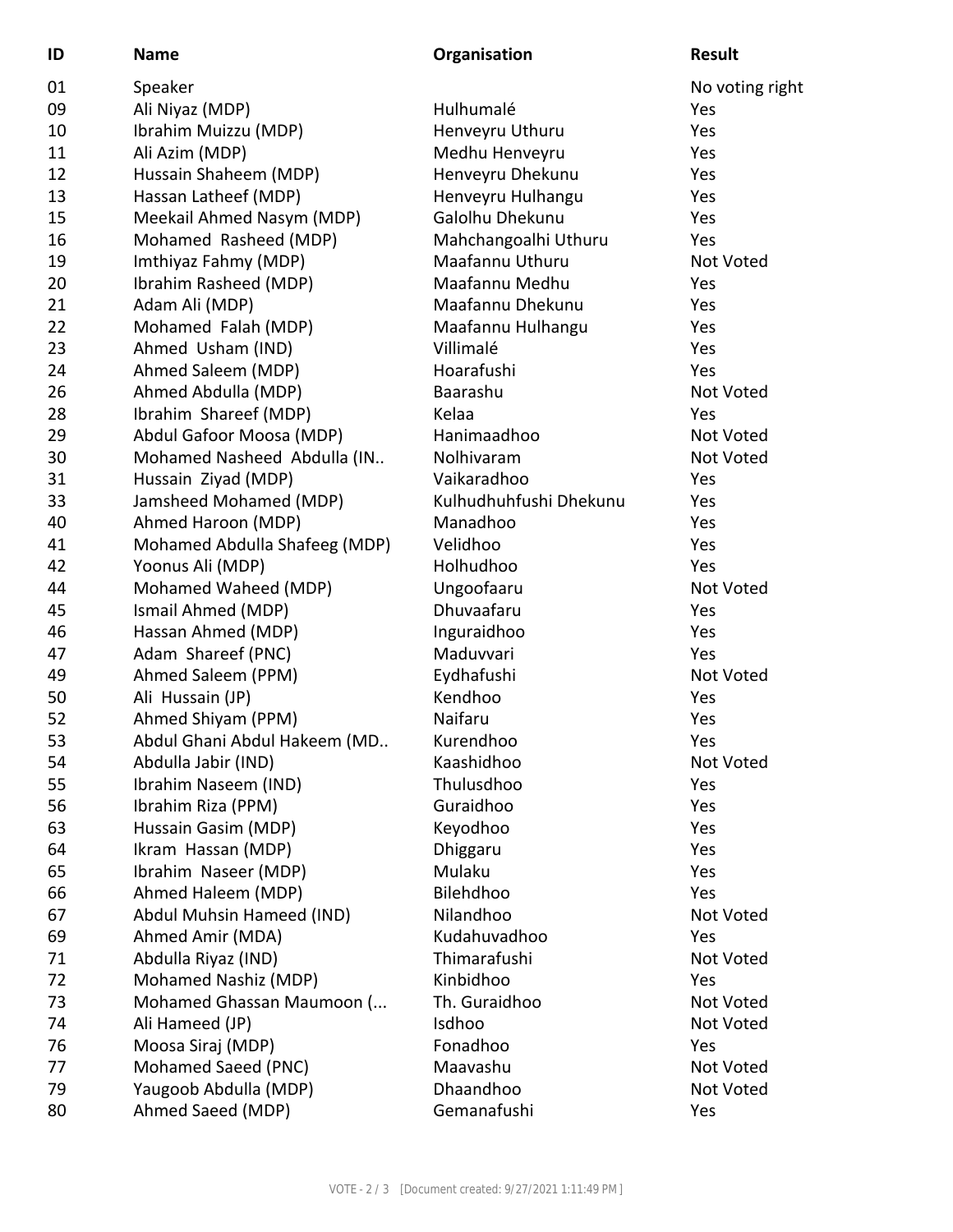| ID | Name | Organisation | Result |
|---|---|---|---|
| 01 | Speaker | | No voting right |
| 09 | Ali Niyaz (MDP) | Hulhumalé | Yes |
| 10 | Ibrahim Muizzu (MDP) | Henveyru Uthuru | Yes |
| 11 | Ali Azim (MDP) | Medhu Henveyru | Yes |
| 12 | Hussain Shaheem (MDP) | Henveyru Dhekunu | Yes |
| 13 | Hassan Latheef (MDP) | Henveyru Hulhangu | Yes |
| 15 | Meekail Ahmed Nasym (MDP) | Galolhu Dhekunu | Yes |
| 16 | Mohamed Rasheed (MDP) | Mahchangoalhi Uthuru | Yes |
| 19 | Imthiyaz Fahmy (MDP) | Maafannu Uthuru | Not Voted |
| 20 | Ibrahim Rasheed (MDP) | Maafannu Medhu | Yes |
| 21 | Adam Ali (MDP) | Maafannu Dhekunu | Yes |
| 22 | Mohamed Falah (MDP) | Maafannu Hulhangu | Yes |
| 23 | Ahmed Usham (IND) | Villimalé | Yes |
| 24 | Ahmed Saleem (MDP) | Hoarafushi | Yes |
| 26 | Ahmed Abdulla (MDP) | Baarashu | Not Voted |
| 28 | Ibrahim Shareef (MDP) | Kelaa | Yes |
| 29 | Abdul Gafoor Moosa (MDP) | Hanimaadhoo | Not Voted |
| 30 | Mohamed Nasheed Abdulla (IN.. | Nolhivaram | Not Voted |
| 31 | Hussain Ziyad (MDP) | Vaikaradhoo | Yes |
| 33 | Jamsheed Mohamed (MDP) | Kulhudhuhfushi Dhekunu | Yes |
| 40 | Ahmed Haroon (MDP) | Manadhoo | Yes |
| 41 | Mohamed Abdulla Shafeeg (MDP) | Velidhoo | Yes |
| 42 | Yoonus Ali (MDP) | Holhudhoo | Yes |
| 44 | Mohamed Waheed (MDP) | Ungoofaaru | Not Voted |
| 45 | Ismail Ahmed (MDP) | Dhuvaafaru | Yes |
| 46 | Hassan Ahmed (MDP) | Inguraidhoo | Yes |
| 47 | Adam Shareef (PNC) | Maduvvari | Yes |
| 49 | Ahmed Saleem (PPM) | Eydhafushi | Not Voted |
| 50 | Ali Hussain (JP) | Kendhoo | Yes |
| 52 | Ahmed Shiyam (PPM) | Naifaru | Yes |
| 53 | Abdul Ghani Abdul Hakeem (MD.. | Kurendhoo | Yes |
| 54 | Abdulla Jabir (IND) | Kaashidhoo | Not Voted |
| 55 | Ibrahim Naseem (IND) | Thulusdhoo | Yes |
| 56 | Ibrahim Riza (PPM) | Guraidhoo | Yes |
| 63 | Hussain Gasim (MDP) | Keyodhoo | Yes |
| 64 | Ikram Hassan (MDP) | Dhiggaru | Yes |
| 65 | Ibrahim Naseer (MDP) | Mulaku | Yes |
| 66 | Ahmed Haleem (MDP) | Bilehdhoo | Yes |
| 67 | Abdul Muhsin Hameed (IND) | Nilandhoo | Not Voted |
| 69 | Ahmed Amir (MDA) | Kudahuvadhoo | Yes |
| 71 | Abdulla Riyaz (IND) | Thimarafushi | Not Voted |
| 72 | Mohamed Nashiz (MDP) | Kinbidhoo | Yes |
| 73 | Mohamed Ghassan Maumoon (... | Th. Guraidhoo | Not Voted |
| 74 | Ali Hameed (JP) | Isdhoo | Not Voted |
| 76 | Moosa Siraj (MDP) | Fonadhoo | Yes |
| 77 | Mohamed Saeed (PNC) | Maavashu | Not Voted |
| 79 | Yaugoob Abdulla (MDP) | Dhaandhoo | Not Voted |
| 80 | Ahmed Saeed (MDP) | Gemanafushi | Yes |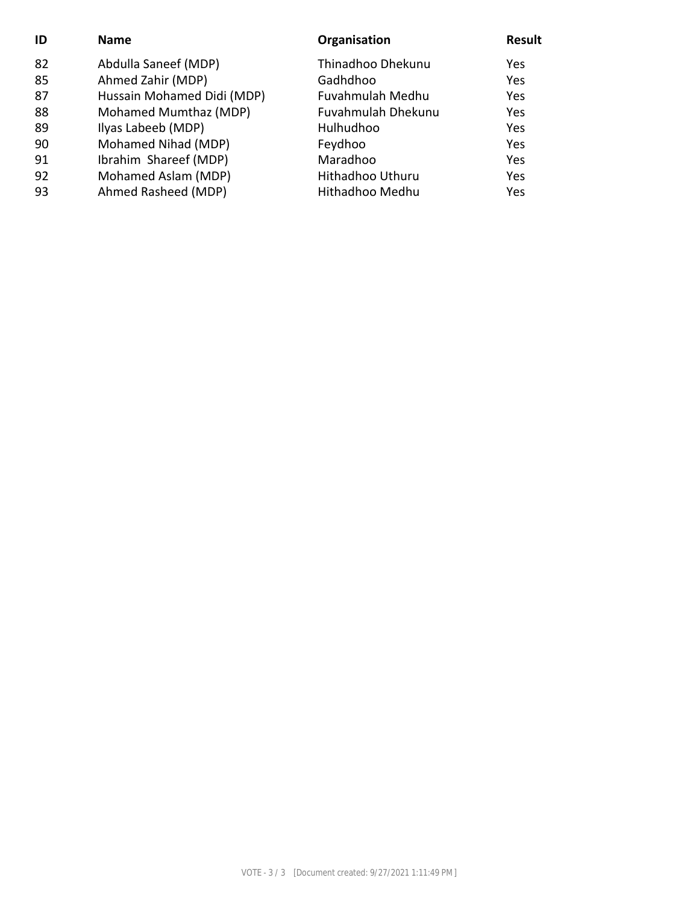| ID | Name | Organisation | Result |
| --- | --- | --- | --- |
| 82 | Abdulla Saneef (MDP) | Thinadhoo Dhekunu | Yes |
| 85 | Ahmed Zahir (MDP) | Gadhdhoo | Yes |
| 87 | Hussain Mohamed Didi (MDP) | Fuvahmulah Medhu | Yes |
| 88 | Mohamed Mumthaz (MDP) | Fuvahmulah Dhekunu | Yes |
| 89 | Ilyas Labeeb (MDP) | Hulhudhoo | Yes |
| 90 | Mohamed Nihad (MDP) | Feydhoo | Yes |
| 91 | Ibrahim Shareef (MDP) | Maradhoo | Yes |
| 92 | Mohamed Aslam (MDP) | Hithadhoo Uthuru | Yes |
| 93 | Ahmed Rasheed (MDP) | Hithadhoo Medhu | Yes |